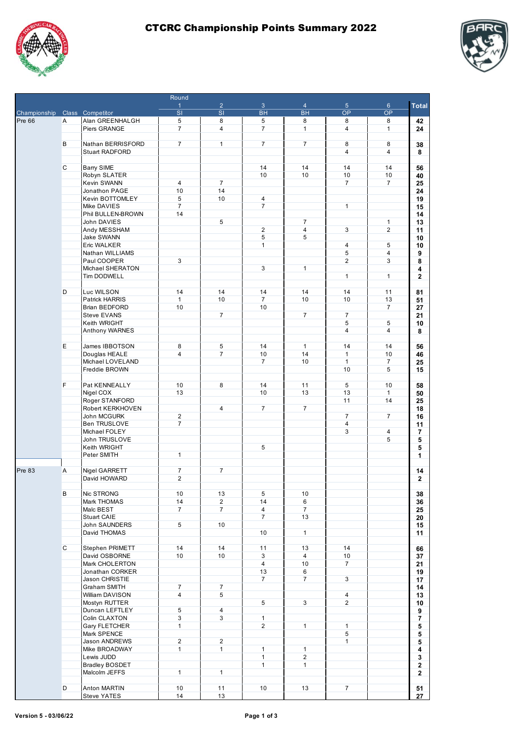# CTCRC Championship Points Summary 2022

| Championship | Class | Competitor | Round 1 SI | 2 SI | 3 BH | 4 BH | 5 OP | 6 OP | Total |
|---|---|---|---|---|---|---|---|---|---|
| Pre 66 | A | Alan GREENHALGH | 5 | 8 | 5 | 8 | 8 | 8 | 42 |
| | | Piers GRANGE | 7 | 4 | 7 | 1 | 4 | 1 | 24 |
| | B | Nathan BERRISFORD | 7 | 1 | 7 | 7 | 8 | 8 | 38 |
| | | Stuart RADFORD | | | | | 4 | 4 | 8 |
| | C | Barry SIME | | | 14 | 14 | 14 | 14 | 56 |
| | | Robyn SLATER | | | 10 | 10 | 10 | 10 | 40 |
| | | Kevin SWANN | 4 | 7 | | | 7 | 7 | 25 |
| | | Jonathon PAGE | 10 | 14 | | | | | 24 |
| | | Kevin BOTTOMLEY | 5 | 10 | 4 | | | | 19 |
| | | Mike DAVIES | 7 | | 7 | | 1 | | 15 |
| | | Phil BULLEN-BROWN | 14 | | | | | | 14 |
| | | John DAVIES | | 5 | | 7 | | 1 | 13 |
| | | Andy MESSHAM | | | 2 | 4 | 3 | 2 | 11 |
| | | Jake SWANN | | | 5 | 5 | | | 10 |
| | | Eric WALKER | | | 1 | | 4 | 5 | 10 |
| | | Nathan WILLIAMS | | | | | 5 | 4 | 9 |
| | | Paul COOPER | 3 | | | | 2 | 3 | 8 |
| | | Michael SHERATON | | | 3 | 1 | | | 4 |
| | | Tim DODWELL | | | | | 1 | 1 | 2 |
| | D | Luc WILSON | 14 | 14 | 14 | 14 | 14 | 11 | 81 |
| | | Patrick HARRIS | 1 | 10 | 7 | 10 | 10 | 13 | 51 |
| | | Brian BEDFORD | 10 | | 10 | | | 7 | 27 |
| | | Steve EVANS | | 7 | | 7 | 7 | | 21 |
| | | Keith WRIGHT | | | | | 5 | 5 | 10 |
| | | Anthony WARNES | | | | | 4 | 4 | 8 |
| | E | James IBBOTSON | 8 | 5 | 14 | 1 | 14 | 14 | 56 |
| | | Douglas HEALE | 4 | 7 | 10 | 14 | 1 | 10 | 46 |
| | | Michael LOVELAND | | | 7 | 10 | 1 | 7 | 25 |
| | | Freddie BROWN | | | | | 10 | 5 | 15 |
| | F | Pat KENNEALLY | 10 | 8 | 14 | 11 | 5 | 10 | 58 |
| | | Nigel COX | 13 | | 10 | 13 | 13 | 1 | 50 |
| | | Roger STANFORD | | | | | 11 | 14 | 25 |
| | | Robert KERKHOVEN | | 4 | 7 | 7 | | | 18 |
| | | John MCGURK | 2 | | | | 7 | 7 | 16 |
| | | Ben TRUSLOVE | 7 | | | | 4 | | 11 |
| | | Michael FOLEY | | | | | 3 | 4 | 7 |
| | | John TRUSLOVE | | | | | | 5 | 5 |
| | | Keith WRIGHT | | | 5 | | | | 5 |
| | | Peter SMITH | 1 | | | | | | 1 |
| Pre 83 | A | Nigel GARRETT | 7 | 7 | | | | | 14 |
| | | David HOWARD | 2 | | | | | | 2 |
| | B | Nic STRONG | 10 | 13 | 5 | 10 | | | 38 |
| | | Mark THOMAS | 14 | 2 | 14 | 6 | | | 36 |
| | | Malc BEST | 7 | 7 | 4 | 7 | | | 25 |
| | | Stuart CAIE | | | 7 | 13 | | | 20 |
| | | John SAUNDERS | 5 | 10 | | | | | 15 |
| | | David THOMAS | | | 10 | 1 | | | 11 |
| | C | Stephen PRIMETT | 14 | 14 | 11 | 13 | 14 | | 66 |
| | | David OSBORNE | 10 | 10 | 3 | 4 | 10 | | 37 |
| | | Mark CHOLERTON | | | 4 | 10 | 7 | | 21 |
| | | Jonathan CORKER | | | 13 | 6 | | | 19 |
| | | Jason CHRISTIE | | | 7 | 7 | 3 | | 17 |
| | | Graham SMITH | 7 | 7 | | | | | 14 |
| | | William DAVISON | 4 | 5 | | | 4 | | 13 |
| | | Mostyn RUTTER | | | 5 | 3 | 2 | | 10 |
| | | Duncan LEFTLEY | 5 | 4 | | | | | 9 |
| | | Colin CLAXTON | 3 | 3 | 1 | | | | 7 |
| | | Gary FLETCHER | 1 | | 2 | 1 | 1 | | 5 |
| | | Mark SPENCE | | | | | 5 | | 5 |
| | | Jason ANDREWS | 2 | 2 | | | 1 | | 5 |
| | | Mike BROADWAY | 1 | 1 | 1 | 1 | | | 4 |
| | | Lewis JUDD | | | 1 | 2 | | | 3 |
| | | Bradley BOSDET | | | 1 | 1 | | | 2 |
| | | Malcolm JEFFS | 1 | 1 | | | | | 2 |
| | D | Anton MARTIN | 10 | 11 | 10 | 13 | 7 | | 51 |
| | | Steve YATES | 14 | 13 | | | | | 27 |

Version 5 - 03/06/22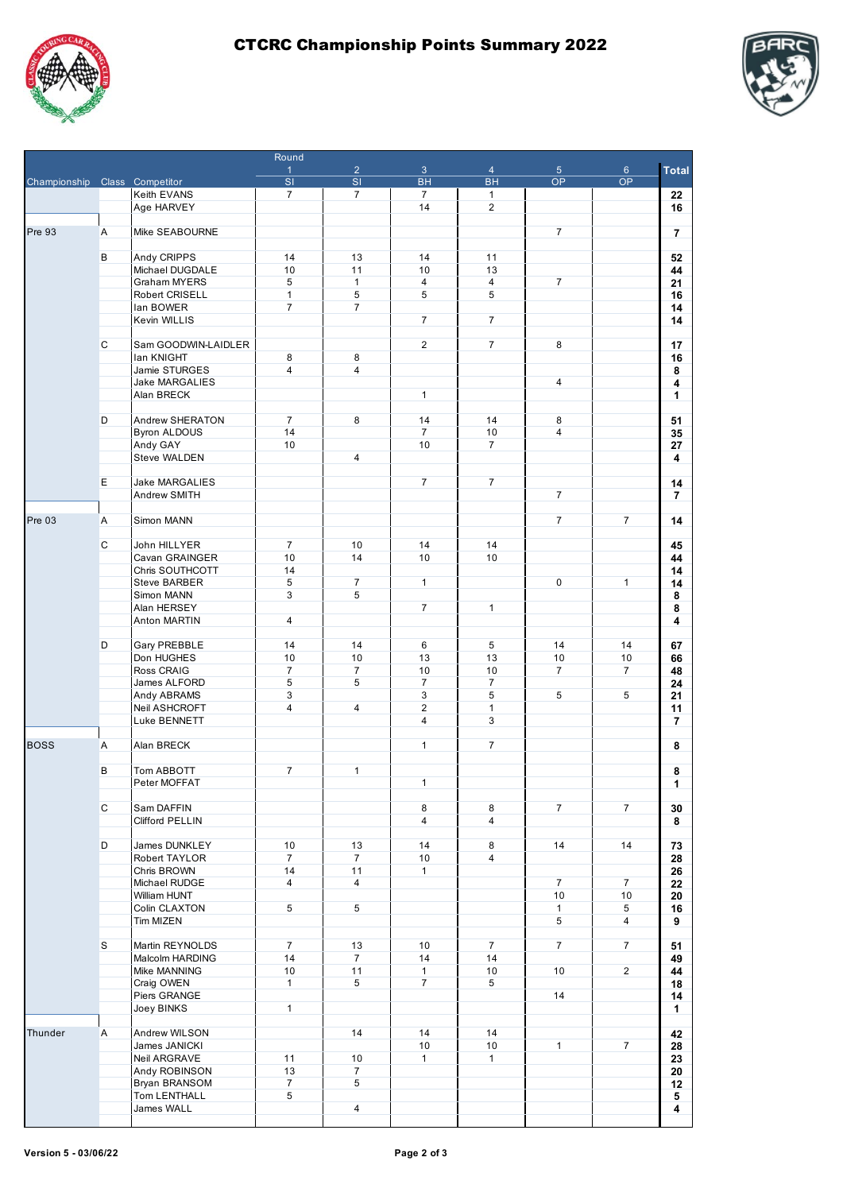# CTCRC Championship Points Summary 2022

| Championship | Class | Competitor | Round 1 SI | 2 SI | 3 BH | 4 BH | 5 OP | 6 OP | Total |
|---|---|---|---|---|---|---|---|---|---|
| | | Keith EVANS | 7 | 7 | 7 | 1 | | | 22 |
| | | Age HARVEY | | | 14 | 2 | | | 16 |
| Pre 93 | A | Mike SEABOURNE | | | | | 7 | | 7 |
| | B | Andy CRIPPS | 14 | 13 | 14 | 11 | | | 52 |
| | | Michael DUGDALE | 10 | 11 | 10 | 13 | | | 44 |
| | | Graham MYERS | 5 | 1 | 4 | 4 | 7 | | 21 |
| | | Robert CRISELL | 1 | 5 | 5 | 5 | | | 16 |
| | | Ian BOWER | 7 | 7 | | | | | 14 |
| | | Kevin WILLIS | | | 7 | 7 | | | 14 |
| | C | Sam GOODWIN-LAIDLER | | | 2 | 7 | 8 | | 17 |
| | | Ian KNIGHT | 8 | 8 | | | | | 16 |
| | | Jamie STURGES | 4 | 4 | | | | | 8 |
| | | Jake MARGALIES | | | | | 4 | | 4 |
| | | Alan BRECK | | | 1 | | | | 1 |
| | D | Andrew SHERATON | 7 | 8 | 14 | 14 | 8 | | 51 |
| | | Byron ALDOUS | 14 | | 7 | 10 | 4 | | 35 |
| | | Andy GAY | 10 | | 10 | 7 | | | 27 |
| | | Steve WALDEN | | 4 | | | | | 4 |
| | E | Jake MARGALIES | | | 7 | 7 | | | 14 |
| | | Andrew SMITH | | | | | 7 | | 7 |
| Pre 03 | A | Simon MANN | | | | | 7 | 7 | 14 |
| | C | John HILLYER | 7 | 10 | 14 | 14 | | | 45 |
| | | Cavan GRAINGER | 10 | 14 | 10 | 10 | | | 44 |
| | | Chris SOUTHCOTT | 14 | | | | | | 14 |
| | | Steve BARBER | 5 | 7 | 1 | | 0 | 1 | 14 |
| | | Simon MANN | 3 | 5 | | | | | 8 |
| | | Alan HERSEY | | | 7 | 1 | | | 8 |
| | | Anton MARTIN | 4 | | | | | | 4 |
| | D | Gary PREBBLE | 14 | 14 | 6 | 5 | 14 | 14 | 67 |
| | | Don HUGHES | 10 | 10 | 13 | 13 | 10 | 10 | 66 |
| | | Ross CRAIG | 7 | 7 | 10 | 10 | 7 | 7 | 48 |
| | | James ALFORD | 5 | 5 | 7 | 7 | | | 24 |
| | | Andy ABRAMS | 3 | | 3 | 5 | 5 | 5 | 21 |
| | | Neil ASHCROFT | 4 | 4 | 2 | 1 | | | 11 |
| | | Luke BENNETT | | | 4 | 3 | | | 7 |
| BOSS | A | Alan BRECK | | | 1 | 7 | | | 8 |
| | B | Tom ABBOTT | 7 | 1 | | | | | 8 |
| | | Peter MOFFAT | | | 1 | | | | 1 |
| | C | Sam DAFFIN | | | 8 | 8 | 7 | 7 | 30 |
| | | Clifford PELLIN | | | 4 | 4 | | | 8 |
| | D | James DUNKLEY | 10 | 13 | 14 | 8 | 14 | 14 | 73 |
| | | Robert TAYLOR | 7 | 7 | 10 | 4 | | | 28 |
| | | Chris BROWN | 14 | 11 | 1 | | | | 26 |
| | | Michael RUDGE | 4 | 4 | | | 7 | 7 | 22 |
| | | William HUNT | | | | | 10 | 10 | 20 |
| | | Colin CLAXTON | 5 | 5 | | | 1 | 5 | 16 |
| | | Tim MIZEN | | | | | 5 | 4 | 9 |
| | S | Martin REYNOLDS | 7 | 13 | 10 | 7 | 7 | 7 | 51 |
| | | Malcolm HARDING | 14 | 7 | 14 | 14 | | | 49 |
| | | Mike MANNING | 10 | 11 | 1 | 10 | 10 | 2 | 44 |
| | | Craig OWEN | 1 | 5 | 7 | 5 | | | 18 |
| | | Piers GRANGE | | | | | 14 | | 14 |
| | | Joey BINKS | 1 | | | | | | 1 |
| Thunder | A | Andrew WILSON | | 14 | 14 | 14 | | | 42 |
| | | James JANICKI | | | 10 | 10 | 1 | 7 | 28 |
| | | Neil ARGRAVE | 11 | 10 | 1 | 1 | | | 23 |
| | | Andy ROBINSON | 13 | 7 | | | | | 20 |
| | | Bryan BRANSOM | 7 | 5 | | | | | 12 |
| | | Tom LENTHALL | 5 | | | | | | 5 |
| | | James WALL | | 4 | | | | | 4 |

Version 5 - 03/06/22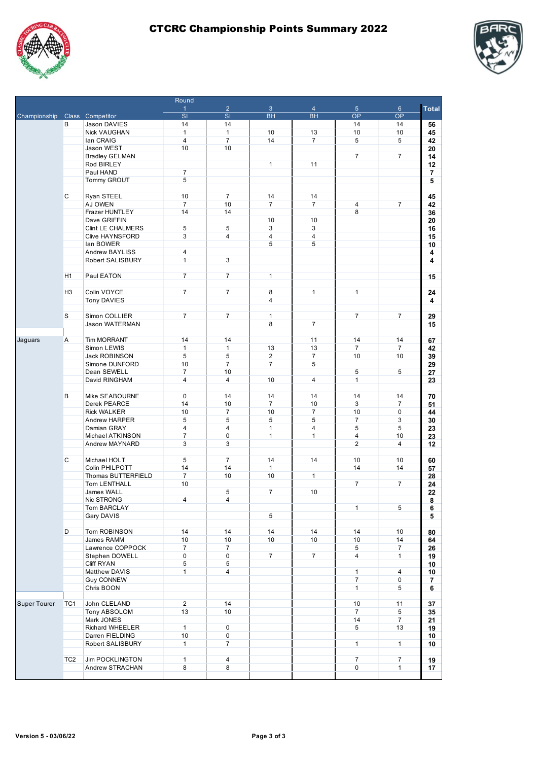# CTCRC Championship Points Summary 2022

| Championship | Class | Competitor | Round 1 SI | Round 2 SI | Round 3 BH | Round 4 BH | Round 5 OP | Round 6 OP | Total |
|---|---|---|---|---|---|---|---|---|---|
| | B | Jason DAVIES | 14 | 14 | | | 14 | 14 | 56 |
| | | Nick VAUGHAN | 1 | 1 | 10 | 13 | 10 | 10 | 45 |
| | | Ian CRAIG | 4 | 7 | 14 | 7 | 5 | 5 | 42 |
| | | Jason WEST | 10 | 10 | | | | | 20 |
| | | Bradley GELMAN | | | | | 7 | 7 | 14 |
| | | Rod BIRLEY | | | 1 | 11 | | | 12 |
| | | Paul HAND | 7 | | | | | | 7 |
| | | Tommy GROUT | 5 | | | | | | 5 |
| | C | Ryan STEEL | 10 | 7 | 14 | 14 | | | 45 |
| | | AJ OWEN | 7 | 10 | 7 | 7 | 4 | 7 | 42 |
| | | Frazer HUNTLEY | 14 | 14 | | | 8 | | 36 |
| | | Dave GRIFFIN | | | 10 | 10 | | | 20 |
| | | Clint LE CHALMERS | 5 | 5 | 3 | 3 | | | 16 |
| | | Clive HAYNSFORD | 3 | 4 | 4 | 4 | | | 15 |
| | | Ian BOWER | | | 5 | 5 | | | 10 |
| | | Andrew BAYLISS | 4 | | | | | | 4 |
| | | Robert SALISBURY | 1 | 3 | | | | | 4 |
| | H1 | Paul EATON | 7 | 7 | 1 | | | | 15 |
| | H3 | Colin VOYCE | 7 | 7 | 8 | 1 | 1 | | 24 |
| | | Tony DAVIES | | | 4 | | | | 4 |
| | S | Simon COLLIER | 7 | 7 | 1 | | 7 | 7 | 29 |
| | | Jason WATERMAN | | | 8 | 7 | | | 15 |
| Jaguars | A | Tim MORRANT | 14 | 14 | | 11 | 14 | 14 | 67 |
| | | Simon LEWIS | 1 | 1 | 13 | 13 | 7 | 7 | 42 |
| | | Jack ROBINSON | 5 | 5 | 2 | 7 | 10 | 10 | 39 |
| | | Simone DUNFORD | 10 | 7 | 7 | 5 | | | 29 |
| | | Dean SEWELL | 7 | 10 | | | 5 | 5 | 27 |
| | | David RINGHAM | 4 | 4 | 10 | 4 | 1 | | 23 |
| | B | Mike SEABOURNE | 0 | 14 | 14 | 14 | 14 | 14 | 70 |
| | | Derek PEARCE | 14 | 10 | 7 | 10 | 3 | 7 | 51 |
| | | Rick WALKER | 10 | 7 | 10 | 7 | 10 | 0 | 44 |
| | | Andrew HARPER | 5 | 5 | 5 | 5 | 7 | 3 | 30 |
| | | Damian GRAY | 4 | 4 | 1 | 4 | 5 | 5 | 23 |
| | | Michael ATKINSON | 7 | 0 | 1 | 1 | 4 | 10 | 23 |
| | | Andrew MAYNARD | 3 | 3 | | | 2 | 4 | 12 |
| | C | Michael HOLT | 5 | 7 | 14 | 14 | 10 | 10 | 60 |
| | | Colin PHILPOTT | 14 | 14 | 1 | | 14 | 14 | 57 |
| | | Thomas BUTTERFIELD | 7 | 10 | 10 | 1 | | | 28 |
| | | Tom LENTHALL | 10 | | | | 7 | 7 | 24 |
| | | James WALL | | 5 | 7 | 10 | | | 22 |
| | | Nic STRONG | 4 | 4 | | | | | 8 |
| | | Tom BARCLAY | | | | | 1 | 5 | 6 |
| | | Gary DAVIS | | | 5 | | | | 5 |
| | D | Tom ROBINSON | 14 | 14 | 14 | 14 | 14 | 10 | 80 |
| | | James RAMM | 10 | 10 | 10 | 10 | 10 | 14 | 64 |
| | | Lawrence COPPOCK | 7 | 7 | | | 5 | 7 | 26 |
| | | Stephen DOWELL | 0 | 0 | 7 | 7 | 4 | 1 | 19 |
| | | Cliff RYAN | 5 | 5 | | | | | 10 |
| | | Matthew DAVIS | 1 | 4 | | | 1 | 4 | 10 |
| | | Guy CONNEW | | | | | 7 | 0 | 7 |
| | | Chris BOON | | | | | 1 | 5 | 6 |
| Super Tourer | TC1 | John CLELAND | 2 | 14 | | | 10 | 11 | 37 |
| | | Tony ABSOLOM | 13 | 10 | | | 7 | 5 | 35 |
| | | Mark JONES | | | | | 14 | 7 | 21 |
| | | Richard WHEELER | 1 | 0 | | | 5 | 13 | 19 |
| | | Darren FIELDING | 10 | 0 | | | | | 10 |
| | | Robert SALISBURY | 1 | 7 | | | 1 | 1 | 10 |
| | TC2 | Jim POCKLINGTON | 1 | 4 | | | 7 | 7 | 19 |
| | | Andrew STRACHAN | 8 | 8 | | | 0 | 1 | 17 |

Version 5 - 03/06/22